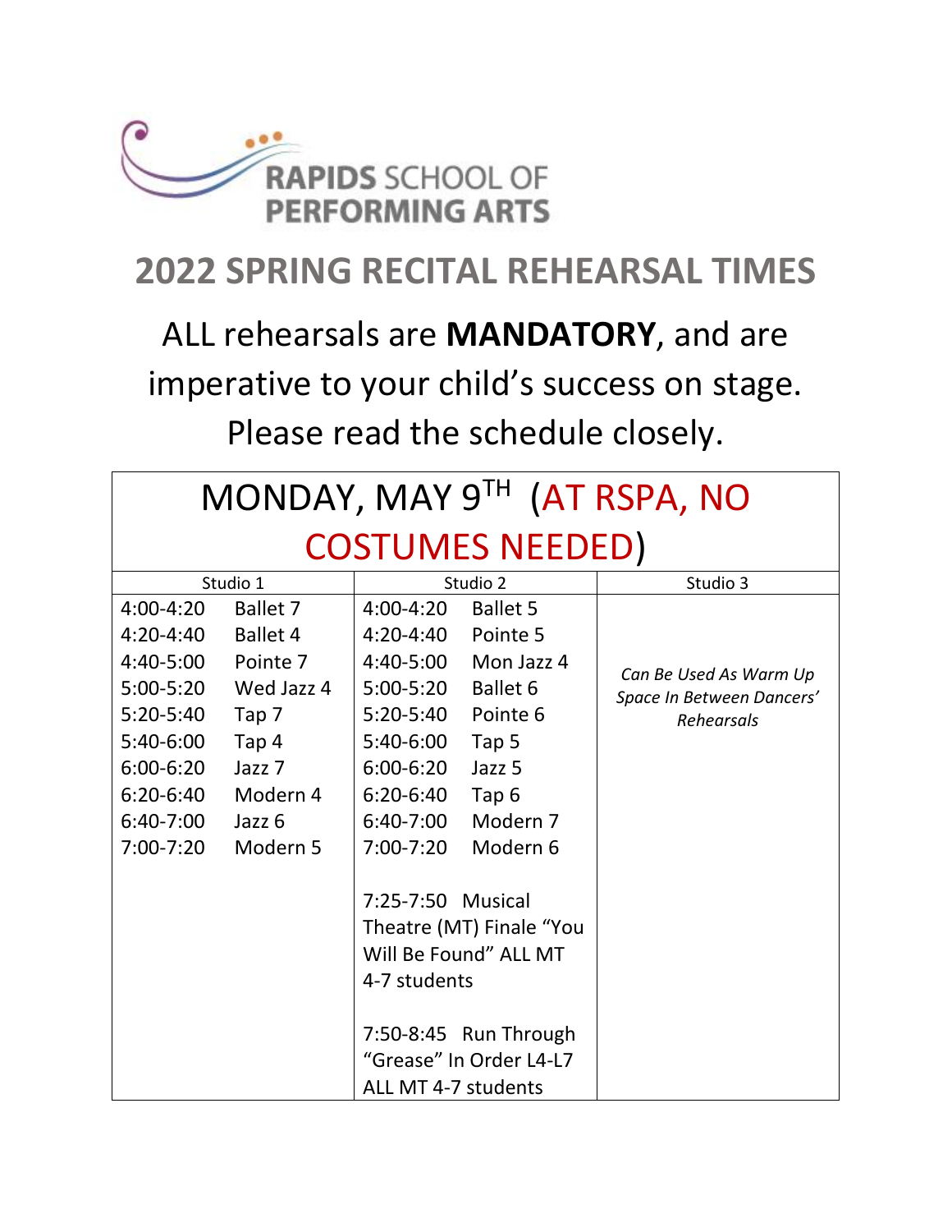RAPIDS SCHOOL OF PERFORMING ARTS

# 2022 SPRING RECITAL REHEARSAL TIMES

ALL rehearsals are **MANDATORY**, and are imperative to your child's success on stage. Please read the schedule closely.

## MONDAY, MAY 9TH (AT RSPA, NO COSTUMES NEEDED)

| Studio 1 | | Studio 2 | | Studio 3 |
|---|---|---|---|---|
| 4:00-4:20 | Ballet 7 | 4:00-4:20 | Ballet 5 | *Can Be Used As Warm Up Space In Between Dancers' Rehearsals* |
| 4:20-4:40 | Ballet 4 | 4:20-4:40 | Pointe 5 | |
| 4:40-5:00 | Pointe 7 | 4:40-5:00 | Mon Jazz 4 | |
| 5:00-5:20 | Wed Jazz 4 | 5:00-5:20 | Ballet 6 | |
| 5:20-5:40 | Tap 7 | 5:20-5:40 | Pointe 6 | |
| 5:40-6:00 | Tap 4 | 5:40-6:00 | Tap 5 | |
| 6:00-6:20 | Jazz 7 | 6:00-6:20 | Jazz 5 | |
| 6:20-6:40 | Modern 4 | 6:20-6:40 | Tap 6 | |
| 6:40-7:00 | Jazz 6 | 6:40-7:00 | Modern 7 | |
| 7:00-7:20 | Modern 5 | 7:00-7:20 | Modern 6 | |
| | | 7:25-7:50 | Musical Theatre (MT) Finale "You Will Be Found" ALL MT 4-7 students | |
| | | 7:50-8:45 | Run Through "Grease" In Order L4-L7 ALL MT 4-7 students | |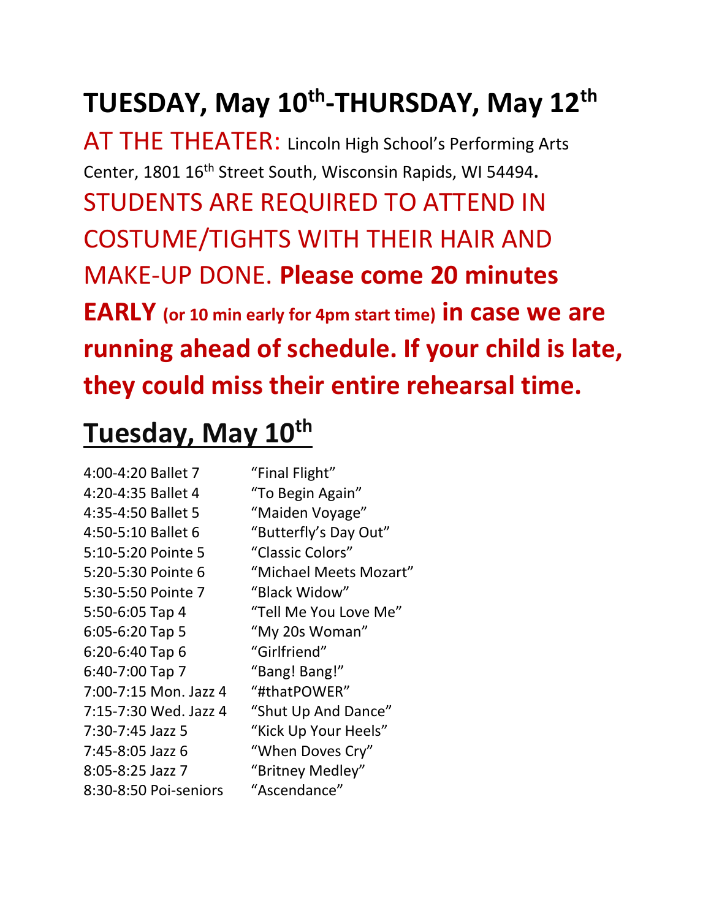# TUESDAY, May 10th-THURSDAY, May 12th

AT THE THEATER: Lincoln High School's Performing Arts Center, 1801 16th Street South, Wisconsin Rapids, WI 54494**.**

STUDENTS ARE REQUIRED TO ATTEND IN COSTUME/TIGHTS WITH THEIR HAIR AND MAKE-UP DONE. **Please come 20 minutes EARLY (or 10 min early for 4pm start time) in case we are running ahead of schedule. If your child is late, they could miss their entire rehearsal time.**

## Tuesday, May 10th

| | |
|---|---|
| 4:00-4:20 Ballet 7 | "Final Flight" |
| 4:20-4:35 Ballet 4 | "To Begin Again" |
| 4:35-4:50 Ballet 5 | "Maiden Voyage" |
| 4:50-5:10 Ballet 6 | "Butterfly's Day Out" |
| 5:10-5:20 Pointe 5 | "Classic Colors" |
| 5:20-5:30 Pointe 6 | "Michael Meets Mozart" |
| 5:30-5:50 Pointe 7 | "Black Widow" |
| 5:50-6:05 Tap 4 | "Tell Me You Love Me" |
| 6:05-6:20 Tap 5 | "My 20s Woman" |
| 6:20-6:40 Tap 6 | "Girlfriend" |
| 6:40-7:00 Tap 7 | "Bang! Bang!" |
| 7:00-7:15 Mon. Jazz 4 | "#thatPOWER" |
| 7:15-7:30 Wed. Jazz 4 | "Shut Up And Dance" |
| 7:30-7:45 Jazz 5 | "Kick Up Your Heels" |
| 7:45-8:05 Jazz 6 | "When Doves Cry" |
| 8:05-8:25 Jazz 7 | "Britney Medley" |
| 8:30-8:50 Poi-seniors | "Ascendance" |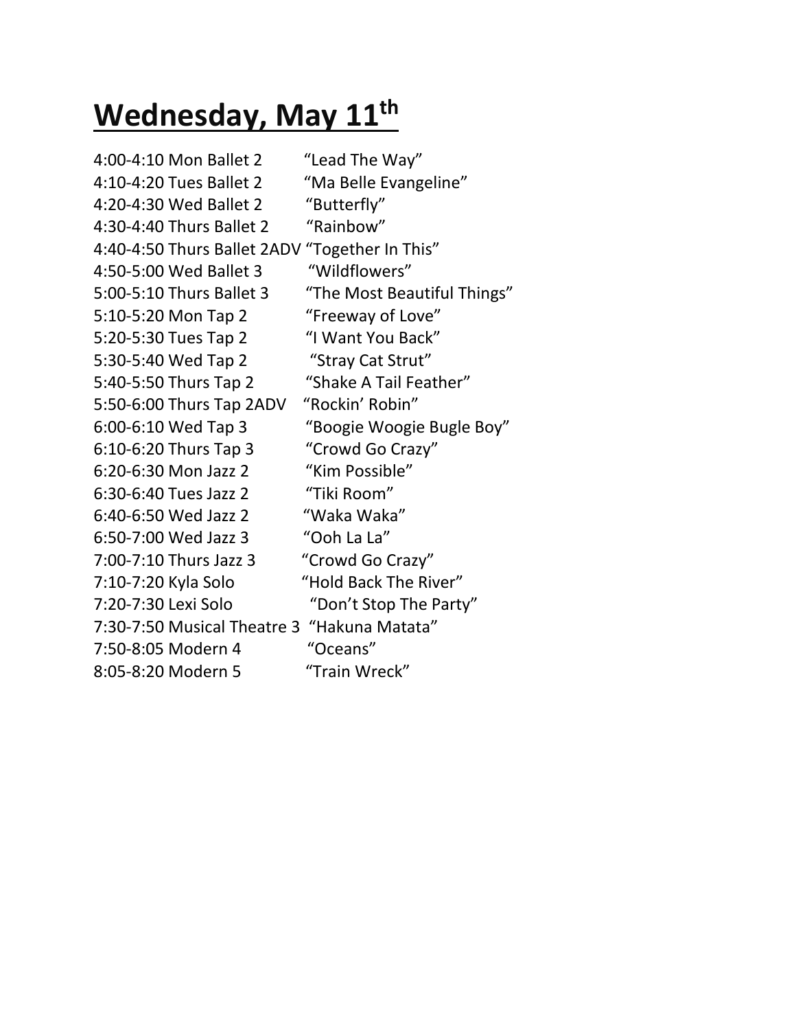# **Wednesday, May 11th**

4:00-4:10 Mon Ballet 2 "Lead The Way"
4:10-4:20 Tues Ballet 2 "Ma Belle Evangeline"
4:20-4:30 Wed Ballet 2 "Butterfly"
4:30-4:40 Thurs Ballet 2 "Rainbow"
4:40-4:50 Thurs Ballet 2ADV "Together In This"
4:50-5:00 Wed Ballet 3 "Wildflowers"
5:00-5:10 Thurs Ballet 3 "The Most Beautiful Things"
5:10-5:20 Mon Tap 2 "Freeway of Love"
5:20-5:30 Tues Tap 2 "I Want You Back"
5:30-5:40 Wed Tap 2 "Stray Cat Strut"
5:40-5:50 Thurs Tap 2 "Shake A Tail Feather"
5:50-6:00 Thurs Tap 2ADV "Rockin' Robin"
6:00-6:10 Wed Tap 3 "Boogie Woogie Bugle Boy"
6:10-6:20 Thurs Tap 3 "Crowd Go Crazy"
6:20-6:30 Mon Jazz 2 "Kim Possible"
6:30-6:40 Tues Jazz 2 "Tiki Room"
6:40-6:50 Wed Jazz 2 "Waka Waka"
6:50-7:00 Wed Jazz 3 "Ooh La La"
7:00-7:10 Thurs Jazz 3 "Crowd Go Crazy"
7:10-7:20 Kyla Solo "Hold Back The River"
7:20-7:30 Lexi Solo "Don't Stop The Party"
7:30-7:50 Musical Theatre 3 "Hakuna Matata"
7:50-8:05 Modern 4 "Oceans"
8:05-8:20 Modern 5 "Train Wreck"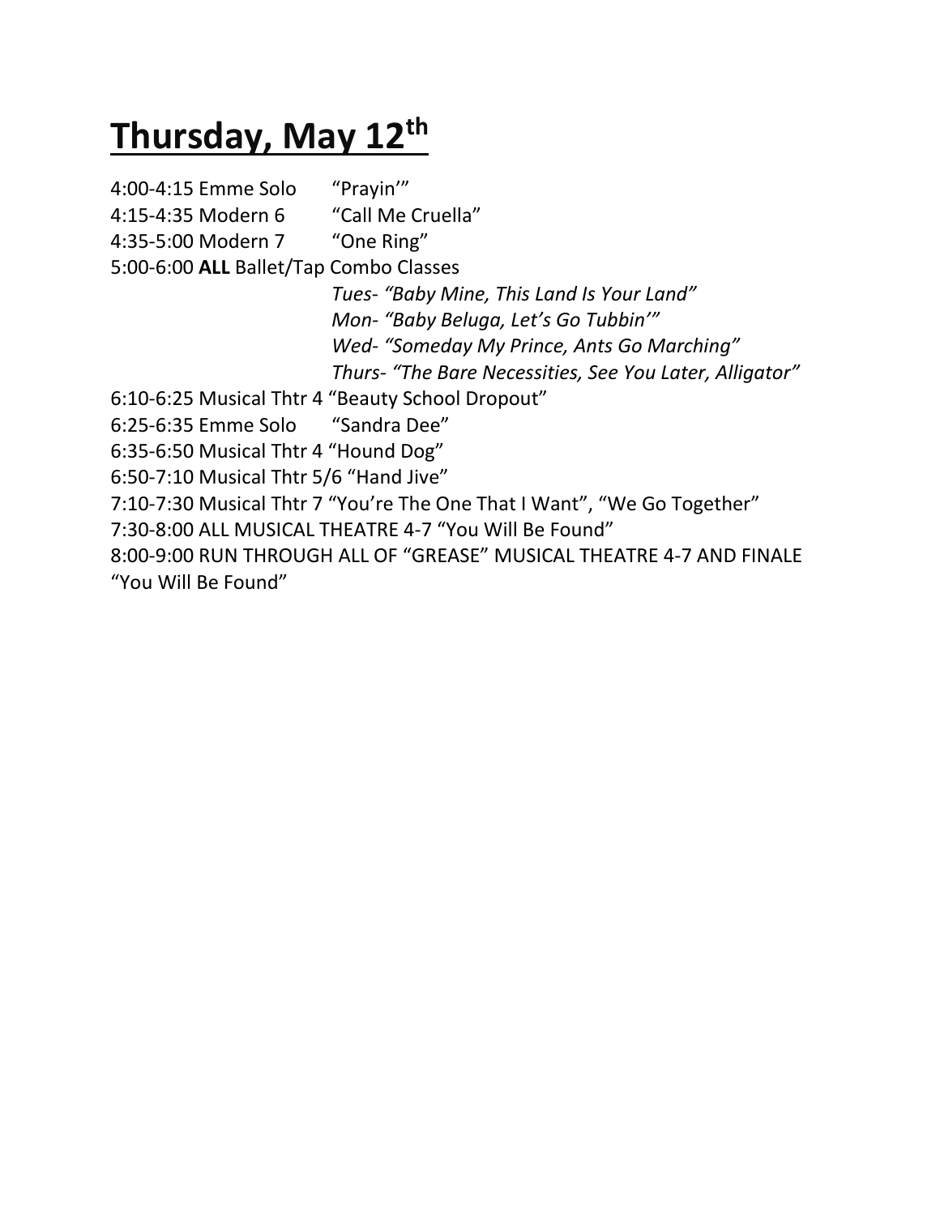# Thursday, May 12th

4:00-4:15 Emme Solo "Prayin'"
4:15-4:35 Modern 6 "Call Me Cruella"
4:35-5:00 Modern 7 "One Ring"
5:00-6:00 **ALL** Ballet/Tap Combo Classes

*Tues- "Baby Mine, This Land Is Your Land"*
*Mon- "Baby Beluga, Let's Go Tubbin'"*
*Wed- "Someday My Prince, Ants Go Marching"*
*Thurs- "The Bare Necessities, See You Later, Alligator"*

6:10-6:25 Musical Thtr 4 "Beauty School Dropout"
6:25-6:35 Emme Solo "Sandra Dee"
6:35-6:50 Musical Thtr 4 "Hound Dog"
6:50-7:10 Musical Thtr 5/6 "Hand Jive"
7:10-7:30 Musical Thtr 7 "You're The One That I Want", "We Go Together"
7:30-8:00 ALL MUSICAL THEATRE 4-7 "You Will Be Found"
8:00-9:00 RUN THROUGH ALL OF "GREASE" MUSICAL THEATRE 4-7 AND FINALE "You Will Be Found"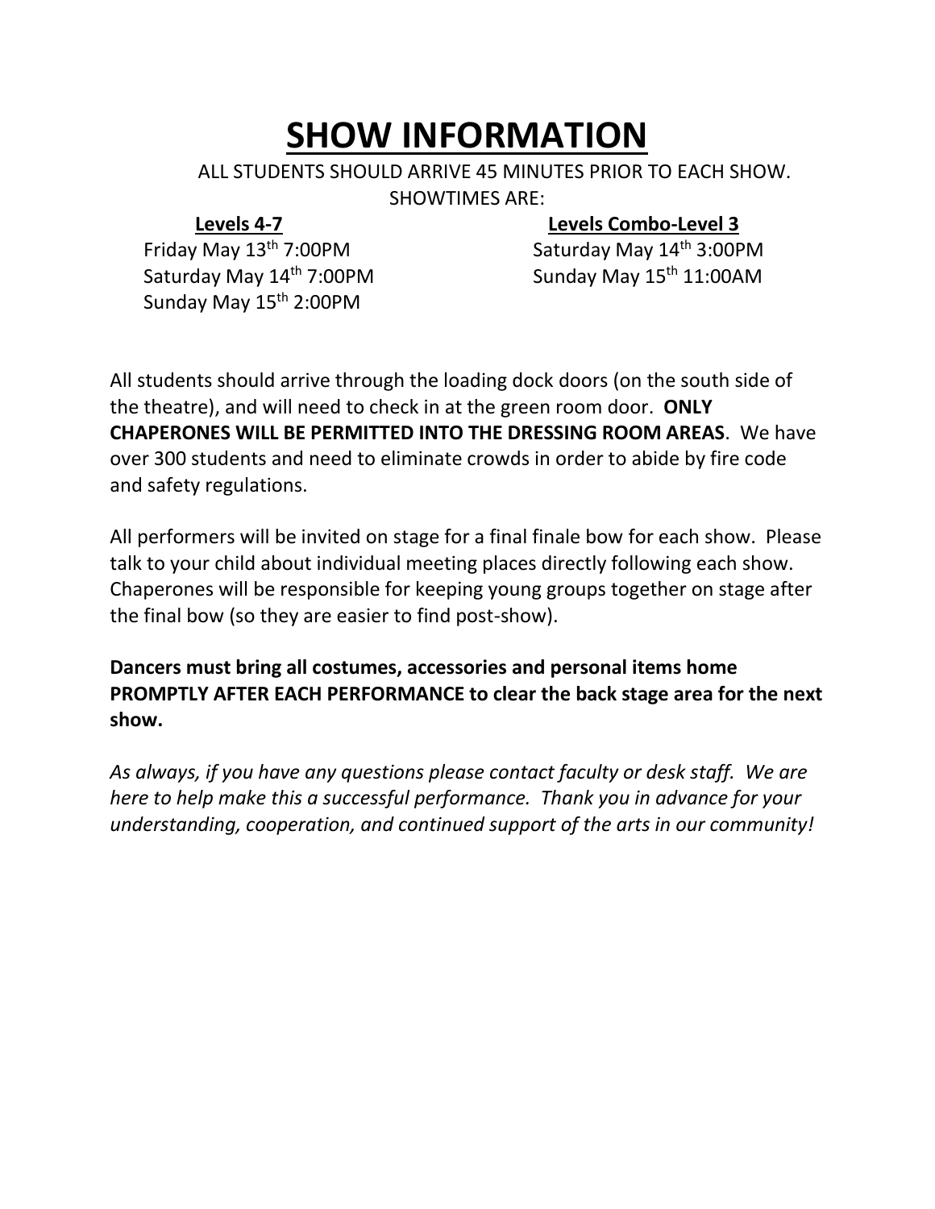# SHOW INFORMATION

ALL STUDENTS SHOULD ARRIVE 45 MINUTES PRIOR TO EACH SHOW.
SHOWTIMES ARE:

| **Levels 4-7** | **Levels Combo-Level 3** |
|---|---|
| Friday May 13th 7:00PM | Saturday May 14th 3:00PM |
| Saturday May 14th 7:00PM | Sunday May 15th 11:00AM |
| Sunday May 15th 2:00PM | |

All students should arrive through the loading dock doors (on the south side of the theatre), and will need to check in at the green room door. **ONLY CHAPERONES WILL BE PERMITTED INTO THE DRESSING ROOM AREAS**. We have over 300 students and need to eliminate crowds in order to abide by fire code and safety regulations.

All performers will be invited on stage for a final finale bow for each show. Please talk to your child about individual meeting places directly following each show. Chaperones will be responsible for keeping young groups together on stage after the final bow (so they are easier to find post-show).

**Dancers must bring all costumes, accessories and personal items home PROMPTLY AFTER EACH PERFORMANCE to clear the back stage area for the next show.**

*As always, if you have any questions please contact faculty or desk staff. We are here to help make this a successful performance. Thank you in advance for your understanding, cooperation, and continued support of the arts in our community!*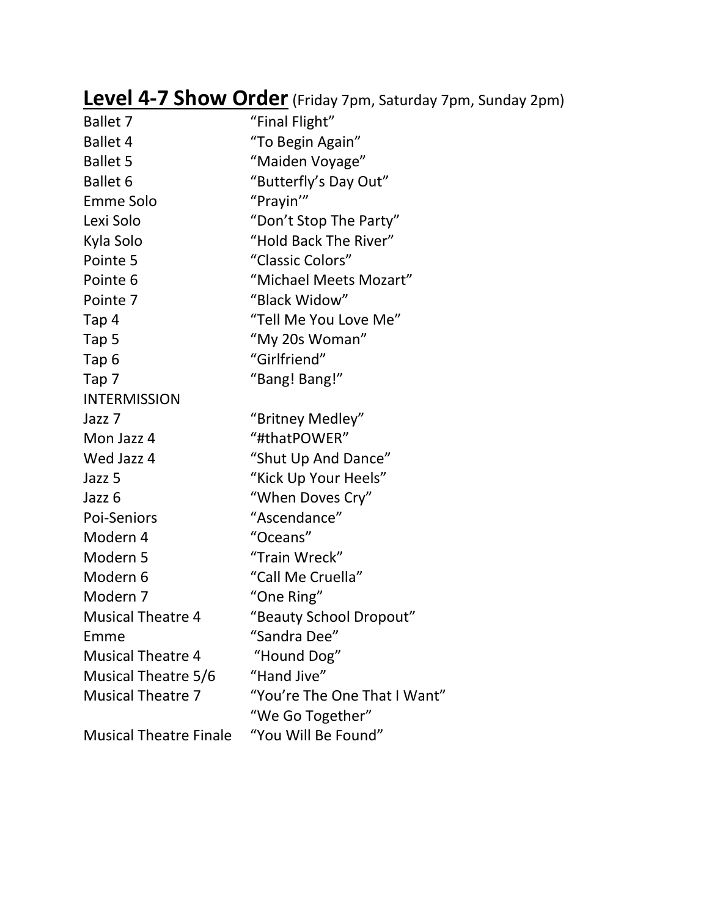## Level 4-7 Show Order (Friday 7pm, Saturday 7pm, Sunday 2pm)

| | |
|---|---|
| Ballet 7 | “Final Flight” |
| Ballet 4 | “To Begin Again” |
| Ballet 5 | “Maiden Voyage” |
| Ballet 6 | “Butterfly’s Day Out” |
| Emme Solo | “Prayin’” |
| Lexi Solo | “Don’t Stop The Party” |
| Kyla Solo | “Hold Back The River” |
| Pointe 5 | “Classic Colors” |
| Pointe 6 | “Michael Meets Mozart” |
| Pointe 7 | “Black Widow” |
| Tap 4 | “Tell Me You Love Me” |
| Tap 5 | “My 20s Woman” |
| Tap 6 | “Girlfriend” |
| Tap 7 | “Bang! Bang!” |
| INTERMISSION | |
| Jazz 7 | “Britney Medley” |
| Mon Jazz 4 | “#thatPOWER” |
| Wed Jazz 4 | “Shut Up And Dance” |
| Jazz 5 | “Kick Up Your Heels” |
| Jazz 6 | “When Doves Cry” |
| Poi-Seniors | “Ascendance” |
| Modern 4 | “Oceans” |
| Modern 5 | “Train Wreck” |
| Modern 6 | “Call Me Cruella” |
| Modern 7 | “One Ring” |
| Musical Theatre 4 | “Beauty School Dropout” |
| Emme | “Sandra Dee” |
| Musical Theatre 4 | “Hound Dog” |
| Musical Theatre 5/6 | “Hand Jive” |
| Musical Theatre 7 | “You’re The One That I Want” |
| | “We Go Together” |
| Musical Theatre Finale | “You Will Be Found” |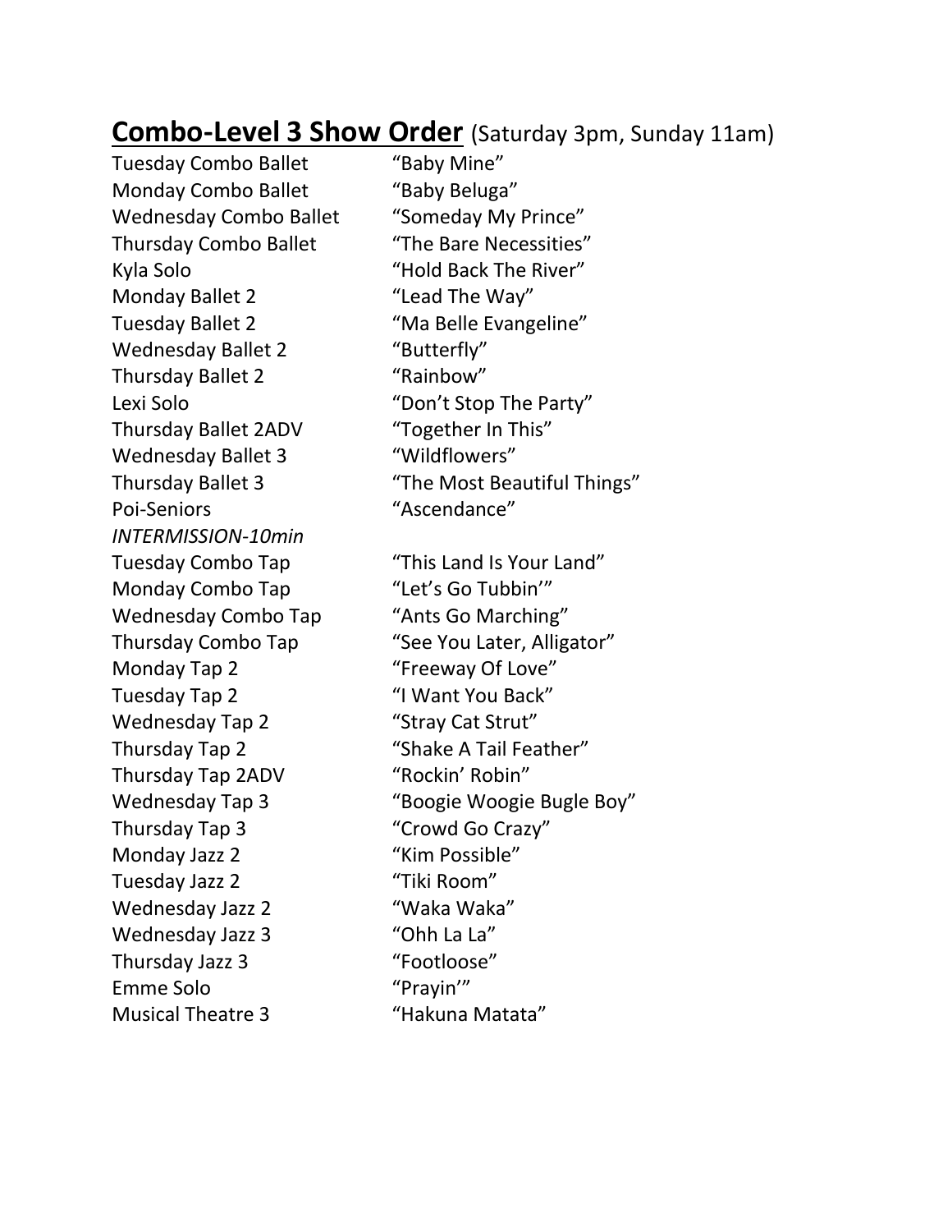## **Combo-Level 3 Show Order** (Saturday 3pm, Sunday 11am)

| | |
|---|---|
| Tuesday Combo Ballet | "Baby Mine" |
| Monday Combo Ballet | "Baby Beluga" |
| Wednesday Combo Ballet | "Someday My Prince" |
| Thursday Combo Ballet | "The Bare Necessities" |
| Kyla Solo | "Hold Back The River" |
| Monday Ballet 2 | "Lead The Way" |
| Tuesday Ballet 2 | "Ma Belle Evangeline" |
| Wednesday Ballet 2 | "Butterfly" |
| Thursday Ballet 2 | "Rainbow" |
| Lexi Solo | "Don't Stop The Party" |
| Thursday Ballet 2ADV | "Together In This" |
| Wednesday Ballet 3 | "Wildflowers" |
| Thursday Ballet 3 | "The Most Beautiful Things" |
| Poi-Seniors | "Ascendance" |
| *INTERMISSION-10min* | |
| Tuesday Combo Tap | "This Land Is Your Land" |
| Monday Combo Tap | "Let's Go Tubbin'" |
| Wednesday Combo Tap | "Ants Go Marching" |
| Thursday Combo Tap | "See You Later, Alligator" |
| Monday Tap 2 | "Freeway Of Love" |
| Tuesday Tap 2 | "I Want You Back" |
| Wednesday Tap 2 | "Stray Cat Strut" |
| Thursday Tap 2 | "Shake A Tail Feather" |
| Thursday Tap 2ADV | "Rockin' Robin" |
| Wednesday Tap 3 | "Boogie Woogie Bugle Boy" |
| Thursday Tap 3 | "Crowd Go Crazy" |
| Monday Jazz 2 | "Kim Possible" |
| Tuesday Jazz 2 | "Tiki Room" |
| Wednesday Jazz 2 | "Waka Waka" |
| Wednesday Jazz 3 | "Ohh La La" |
| Thursday Jazz 3 | "Footloose" |
| Emme Solo | "Prayin'" |
| Musical Theatre 3 | "Hakuna Matata" |